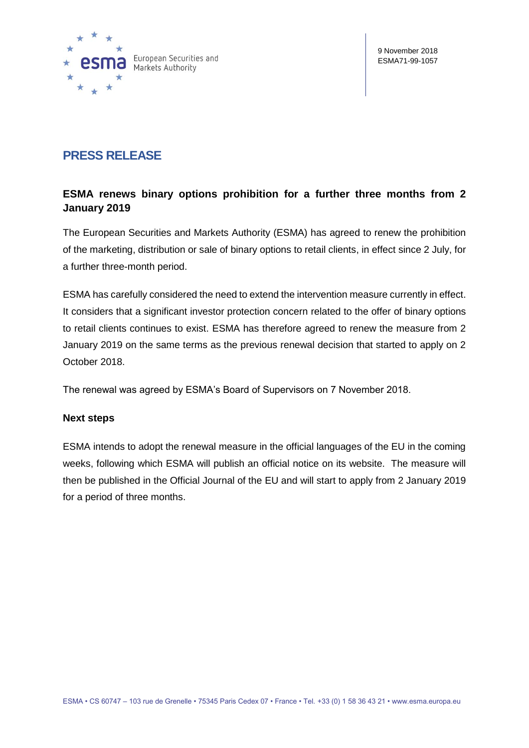European Securities and Markets Authority

9 November 2018
ESMA71-99-1057

# PRESS RELEASE

## ESMA renews binary options prohibition for a further three months from 2 January 2019

The European Securities and Markets Authority (ESMA) has agreed to renew the prohibition of the marketing, distribution or sale of binary options to retail clients, in effect since 2 July, for a further three-month period.

ESMA has carefully considered the need to extend the intervention measure currently in effect. It considers that a significant investor protection concern related to the offer of binary options to retail clients continues to exist. ESMA has therefore agreed to renew the measure from 2 January 2019 on the same terms as the previous renewal decision that started to apply on 2 October 2018.

The renewal was agreed by ESMA's Board of Supervisors on 7 November 2018.

### Next steps

ESMA intends to adopt the renewal measure in the official languages of the EU in the coming weeks, following which ESMA will publish an official notice on its website. The measure will then be published in the Official Journal of the EU and will start to apply from 2 January 2019 for a period of three months.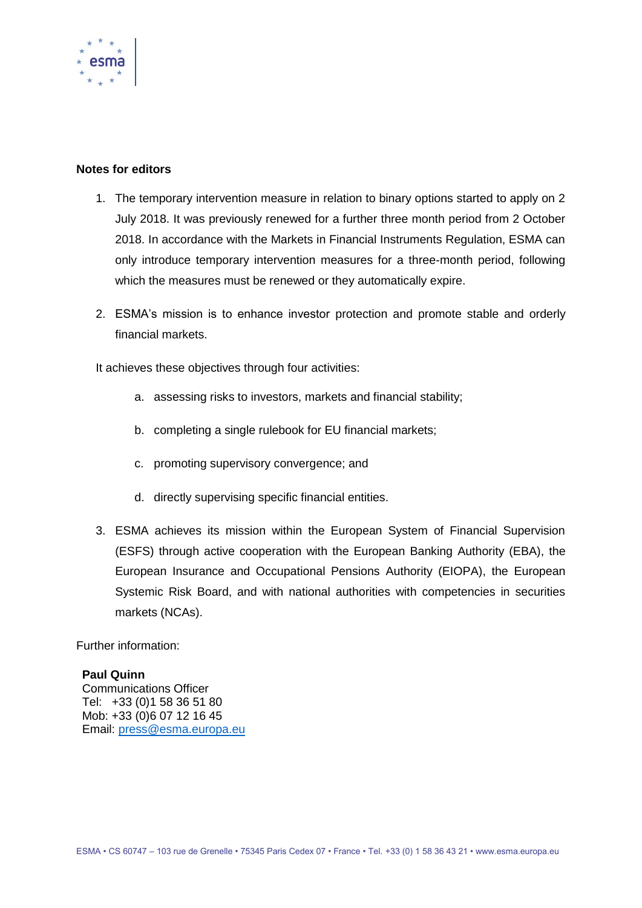**Notes for editors**

1. The temporary intervention measure in relation to binary options started to apply on 2 July 2018. It was previously renewed for a further three month period from 2 October 2018. In accordance with the Markets in Financial Instruments Regulation, ESMA can only introduce temporary intervention measures for a three-month period, following which the measures must be renewed or they automatically expire.

2. ESMA's mission is to enhance investor protection and promote stable and orderly financial markets.

   It achieves these objectives through four activities:

   a. assessing risks to investors, markets and financial stability;

   b. completing a single rulebook for EU financial markets;

   c. promoting supervisory convergence; and

   d. directly supervising specific financial entities.

3. ESMA achieves its mission within the European System of Financial Supervision (ESFS) through active cooperation with the European Banking Authority (EBA), the European Insurance and Occupational Pensions Authority (EIOPA), the European Systemic Risk Board, and with national authorities with competencies in securities markets (NCAs).

Further information:

**Paul Quinn**
Communications Officer
Tel: +33 (0)1 58 36 51 80
Mob: +33 (0)6 07 12 16 45
Email: press@esma.europa.eu